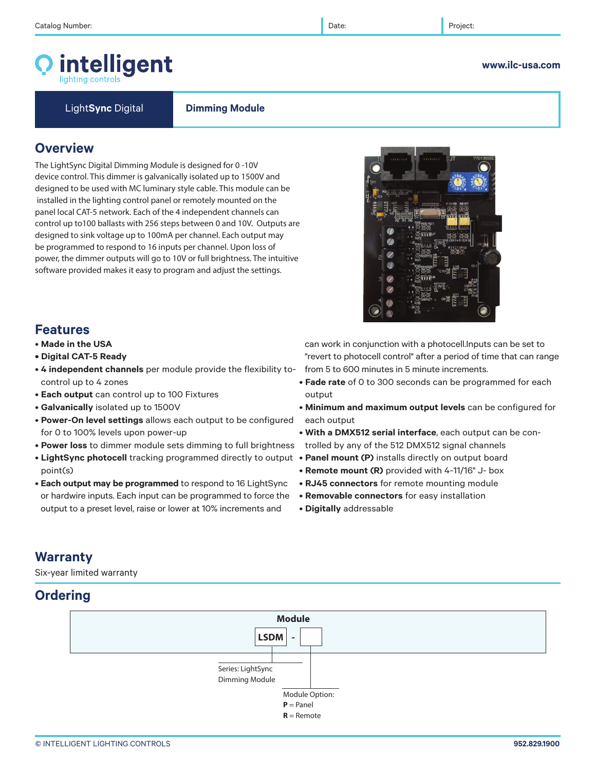Catalog Number: | Date: | Project:

# intelligent lighting controls

www.ilc-usa.com

**LightSync Digital** | **Dimming Module**

## Overview

The LightSync Digital Dimming Module is designed for 0 -10V device control. This dimmer is galvanically isolated up to 1500V and designed to be used with MC luminary style cable. This module can be installed in the lighting control panel or remotely mounted on the panel local CAT-5 network. Each of the 4 independent channels can control up to100 ballasts with 256 steps between 0 and 10V. Outputs are designed to sink voltage up to 100mA per channel. Each output may be programmed to respond to 16 inputs per channel. Upon loss of power, the dimmer outputs will go to 10V or full brightness. The intuitive software provided makes it easy to program and adjust the settings.

## Features

- **Made in the USA**
- **Digital CAT-5 Ready**
- **4 independent channels** per module provide the flexibility to control up to 4 zones
- **Each output** can control up to 100 Fixtures
- **Galvanically** isolated up to 1500V
- **Power-On level settings** allows each output to be configured for 0 to 100% levels upon power-up
- **Power loss** to dimmer module sets dimming to full brightness
- **LightSync photocell** tracking programmed directly to output point(s)
- **Each output may be programmed** to respond to 16 LightSync or hardwire inputs. Each input can be programmed to force the output to a preset level, raise or lower at 10% increments and can work in conjunction with a photocell.Inputs can be set to "revert to photocell control" after a period of time that can range from 5 to 600 minutes in 5 minute increments.
- **Fade rate** of 0 to 300 seconds can be programmed for each output
- **Minimum and maximum output levels** can be configured for each output
- **With a DMX512 serial interface**, each output can be controlled by any of the 512 DMX512 signal channels
- **Panel mount (P)** installs directly on output board
- **Remote mount (R)** provided with 4-11/16" J- box
- **RJ45 connectors** for remote mounting module
- **Removable connectors** for easy installation
- **Digitally** addressable

## Warranty

Six-year limited warranty

## Ordering

**Module**

**LSDM** - [ ]

Series: LightSync Dimming Module

Module Option:
**P** = Panel
**R** = Remote

© INTELLIGENT LIGHTING CONTROLS

952.829.1900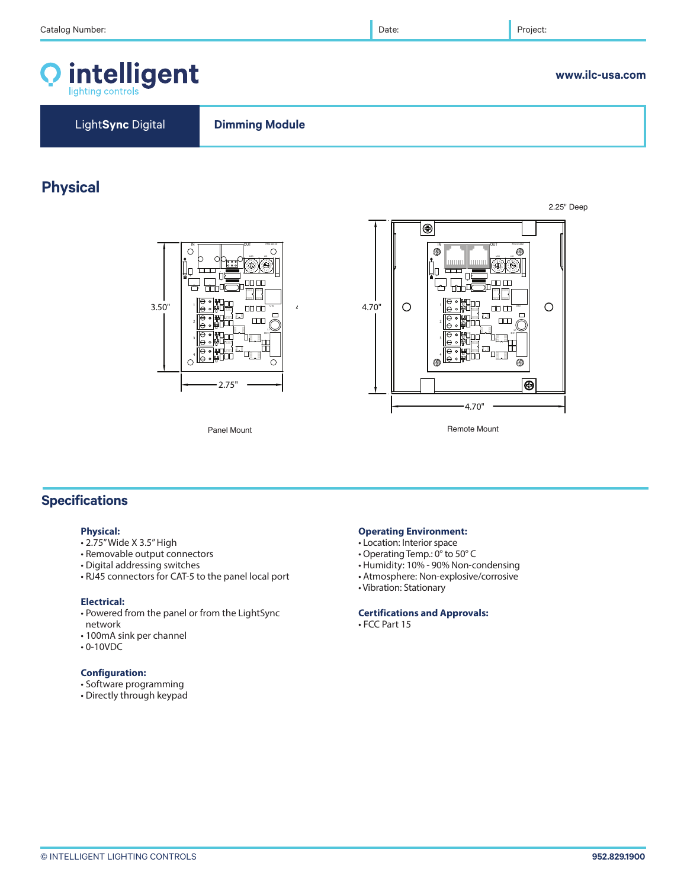Catalog Number: | Date: | Project:

**intelligent** lighting controls

www.ilc-usa.com

**LightSync Digital** | **Dimming Module**

## Physical

2.25" Deep

3.50"

2.75"

Panel Mount

4.70"

4.70"

Remote Mount

## Specifications

**Physical:**
- 2.75" Wide X 3.5" High
- Removable output connectors
- Digital addressing switches
- RJ45 connectors for CAT-5 to the panel local port

**Electrical:**
- Powered from the panel or from the LightSync network
- 100mA sink per channel
- 0-10VDC

**Configuration:**
- Software programming
- Directly through keypad

**Operating Environment:**
- Location: Interior space
- Operating Temp.: 0° to 50° C
- Humidity: 10% - 90% Non-condensing
- Atmosphere: Non-explosive/corrosive
- Vibration: Stationary

**Certifications and Approvals:**
- FCC Part 15

© INTELLIGENT LIGHTING CONTROLS

952.829.1900